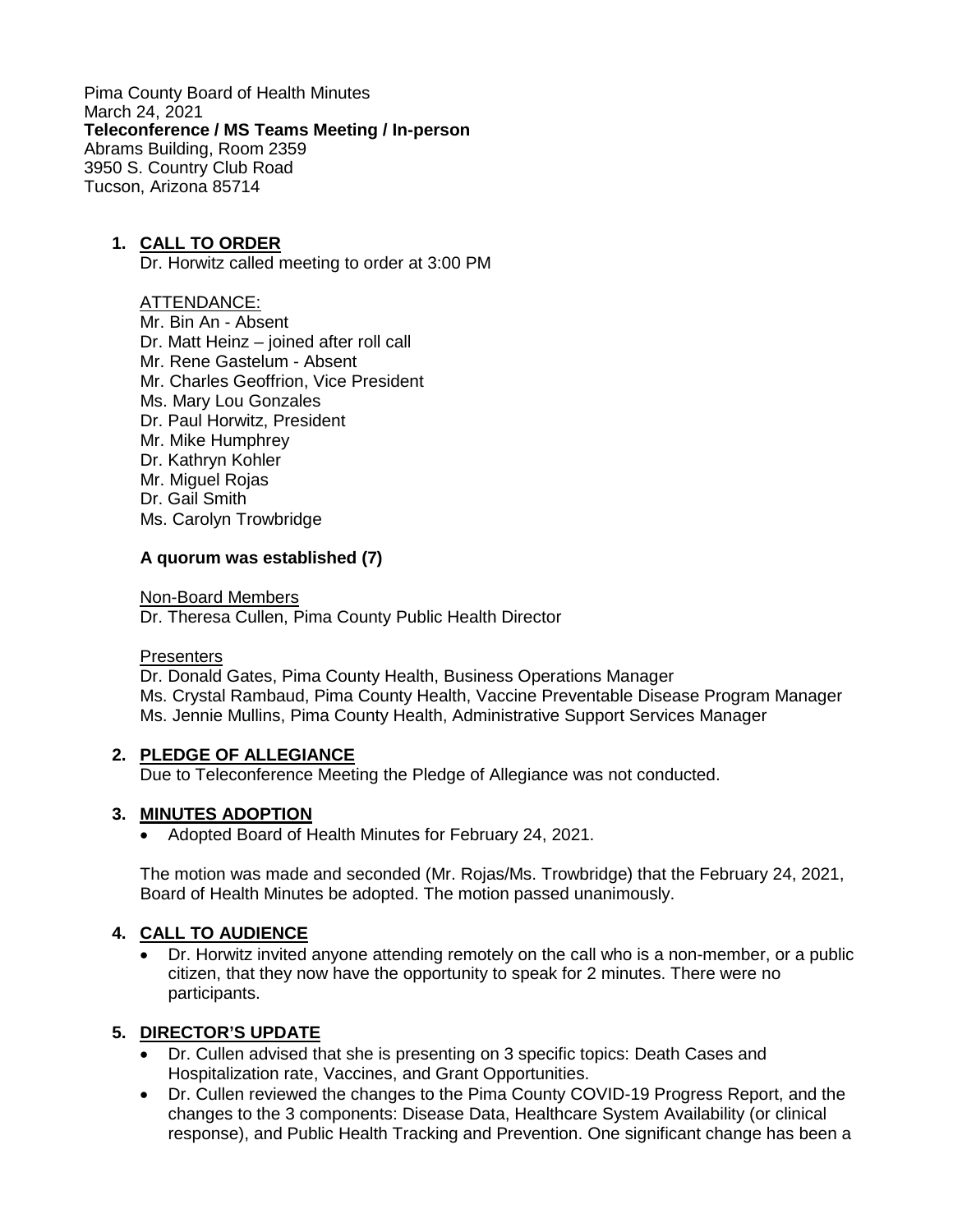Pima County Board of Health Minutes
March 24, 2021
**Teleconference / MS Teams Meeting / In-person**
Abrams Building, Room 2359
3950 S. Country Club Road
Tucson, Arizona 85714

1. **CALL TO ORDER**
   Dr. Horwitz called meeting to order at 3:00 PM

   ATTENDANCE:
   Mr. Bin An - Absent
   Dr. Matt Heinz – joined after roll call
   Mr. Rene Gastelum - Absent
   Mr. Charles Geoffrion, Vice President
   Ms. Mary Lou Gonzales
   Dr. Paul Horwitz, President
   Mr. Mike Humphrey
   Dr. Kathryn Kohler
   Mr. Miguel Rojas
   Dr. Gail Smith
   Ms. Carolyn Trowbridge

   **A quorum was established (7)**

   Non-Board Members
   Dr. Theresa Cullen, Pima County Public Health Director

   Presenters
   Dr. Donald Gates, Pima County Health, Business Operations Manager
   Ms. Crystal Rambaud, Pima County Health, Vaccine Preventable Disease Program Manager
   Ms. Jennie Mullins, Pima County Health, Administrative Support Services Manager

2. **PLEDGE OF ALLEGIANCE**
   Due to Teleconference Meeting the Pledge of Allegiance was not conducted.

3. **MINUTES ADOPTION**
   - Adopted Board of Health Minutes for February 24, 2021.

   The motion was made and seconded (Mr. Rojas/Ms. Trowbridge) that the February 24, 2021, Board of Health Minutes be adopted. The motion passed unanimously.

4. **CALL TO AUDIENCE**
   - Dr. Horwitz invited anyone attending remotely on the call who is a non-member, or a public citizen, that they now have the opportunity to speak for 2 minutes. There were no participants.

5. **DIRECTOR'S UPDATE**
   - Dr. Cullen advised that she is presenting on 3 specific topics: Death Cases and Hospitalization rate, Vaccines, and Grant Opportunities.
   - Dr. Cullen reviewed the changes to the Pima County COVID-19 Progress Report, and the changes to the 3 components: Disease Data, Healthcare System Availability (or clinical response), and Public Health Tracking and Prevention. One significant change has been a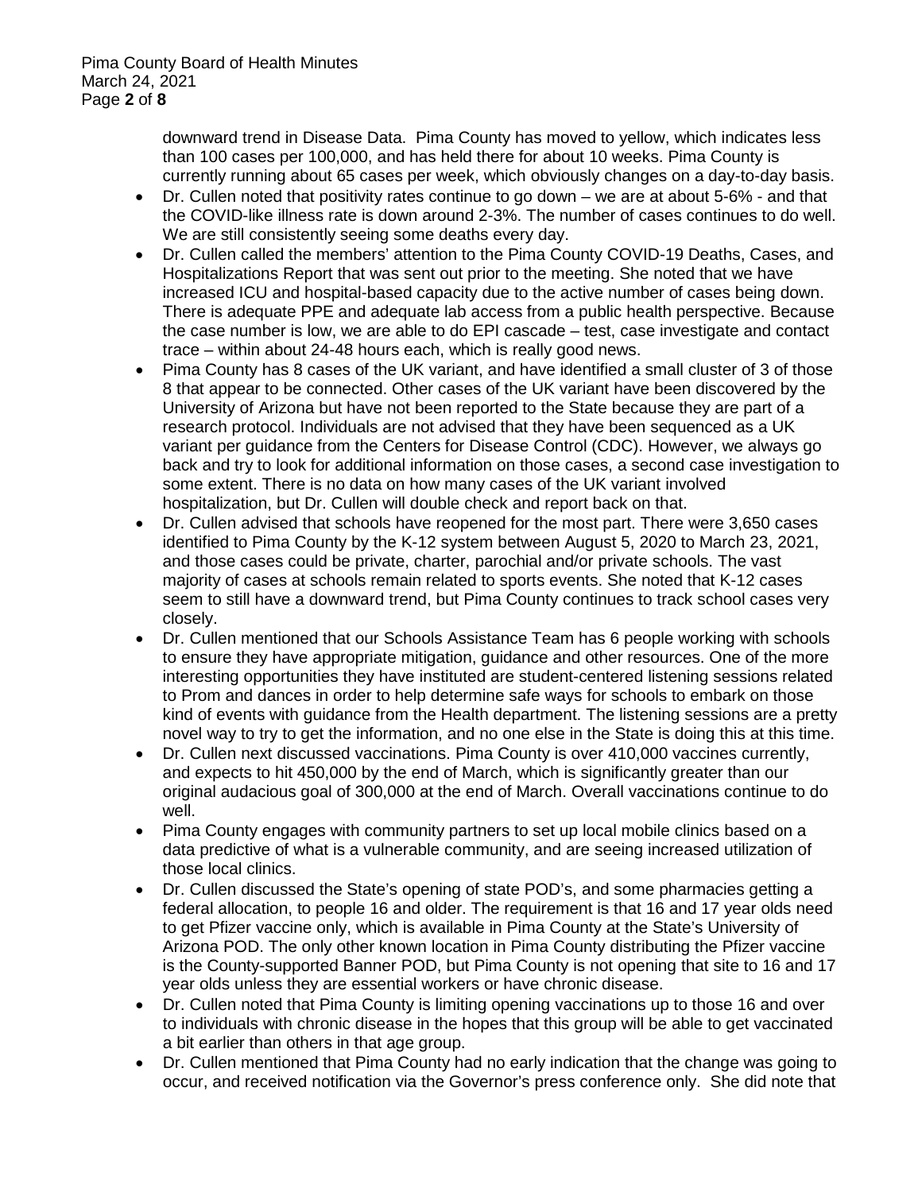downward trend in Disease Data. Pima County has moved to yellow, which indicates less than 100 cases per 100,000, and has held there for about 10 weeks. Pima County is currently running about 65 cases per week, which obviously changes on a day-to-day basis.

- Dr. Cullen noted that positivity rates continue to go down – we are at about 5-6% - and that the COVID-like illness rate is down around 2-3%. The number of cases continues to do well. We are still consistently seeing some deaths every day.
- Dr. Cullen called the members' attention to the Pima County COVID-19 Deaths, Cases, and Hospitalizations Report that was sent out prior to the meeting. She noted that we have increased ICU and hospital-based capacity due to the active number of cases being down. There is adequate PPE and adequate lab access from a public health perspective. Because the case number is low, we are able to do EPI cascade – test, case investigate and contact trace – within about 24-48 hours each, which is really good news.
- Pima County has 8 cases of the UK variant, and have identified a small cluster of 3 of those 8 that appear to be connected. Other cases of the UK variant have been discovered by the University of Arizona but have not been reported to the State because they are part of a research protocol. Individuals are not advised that they have been sequenced as a UK variant per guidance from the Centers for Disease Control (CDC). However, we always go back and try to look for additional information on those cases, a second case investigation to some extent. There is no data on how many cases of the UK variant involved hospitalization, but Dr. Cullen will double check and report back on that.
- Dr. Cullen advised that schools have reopened for the most part. There were 3,650 cases identified to Pima County by the K-12 system between August 5, 2020 to March 23, 2021, and those cases could be private, charter, parochial and/or private schools. The vast majority of cases at schools remain related to sports events. She noted that K-12 cases seem to still have a downward trend, but Pima County continues to track school cases very closely.
- Dr. Cullen mentioned that our Schools Assistance Team has 6 people working with schools to ensure they have appropriate mitigation, guidance and other resources. One of the more interesting opportunities they have instituted are student-centered listening sessions related to Prom and dances in order to help determine safe ways for schools to embark on those kind of events with guidance from the Health department. The listening sessions are a pretty novel way to try to get the information, and no one else in the State is doing this at this time.
- Dr. Cullen next discussed vaccinations. Pima County is over 410,000 vaccines currently, and expects to hit 450,000 by the end of March, which is significantly greater than our original audacious goal of 300,000 at the end of March. Overall vaccinations continue to do well.
- Pima County engages with community partners to set up local mobile clinics based on a data predictive of what is a vulnerable community, and are seeing increased utilization of those local clinics.
- Dr. Cullen discussed the State's opening of state POD's, and some pharmacies getting a federal allocation, to people 16 and older. The requirement is that 16 and 17 year olds need to get Pfizer vaccine only, which is available in Pima County at the State's University of Arizona POD. The only other known location in Pima County distributing the Pfizer vaccine is the County-supported Banner POD, but Pima County is not opening that site to 16 and 17 year olds unless they are essential workers or have chronic disease.
- Dr. Cullen noted that Pima County is limiting opening vaccinations up to those 16 and over to individuals with chronic disease in the hopes that this group will be able to get vaccinated a bit earlier than others in that age group.
- Dr. Cullen mentioned that Pima County had no early indication that the change was going to occur, and received notification via the Governor's press conference only. She did note that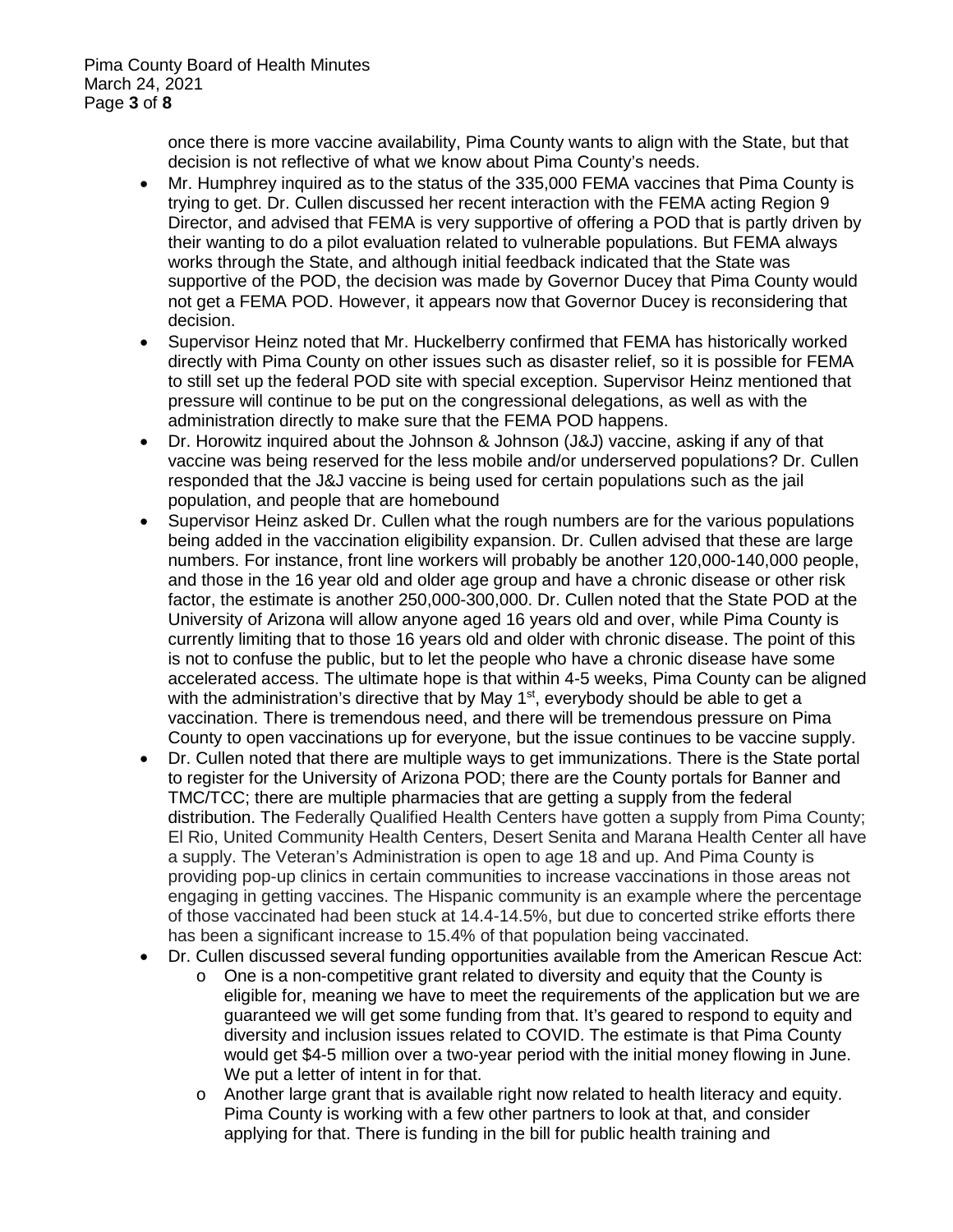once there is more vaccine availability, Pima County wants to align with the State, but that decision is not reflective of what we know about Pima County's needs.

- Mr. Humphrey inquired as to the status of the 335,000 FEMA vaccines that Pima County is trying to get. Dr. Cullen discussed her recent interaction with the FEMA acting Region 9 Director, and advised that FEMA is very supportive of offering a POD that is partly driven by their wanting to do a pilot evaluation related to vulnerable populations. But FEMA always works through the State, and although initial feedback indicated that the State was supportive of the POD, the decision was made by Governor Ducey that Pima County would not get a FEMA POD. However, it appears now that Governor Ducey is reconsidering that decision.
- Supervisor Heinz noted that Mr. Huckelberry confirmed that FEMA has historically worked directly with Pima County on other issues such as disaster relief, so it is possible for FEMA to still set up the federal POD site with special exception. Supervisor Heinz mentioned that pressure will continue to be put on the congressional delegations, as well as with the administration directly to make sure that the FEMA POD happens.
- Dr. Horowitz inquired about the Johnson & Johnson (J&J) vaccine, asking if any of that vaccine was being reserved for the less mobile and/or underserved populations? Dr. Cullen responded that the J&J vaccine is being used for certain populations such as the jail population, and people that are homebound
- Supervisor Heinz asked Dr. Cullen what the rough numbers are for the various populations being added in the vaccination eligibility expansion. Dr. Cullen advised that these are large numbers. For instance, front line workers will probably be another 120,000-140,000 people, and those in the 16 year old and older age group and have a chronic disease or other risk factor, the estimate is another 250,000-300,000. Dr. Cullen noted that the State POD at the University of Arizona will allow anyone aged 16 years old and over, while Pima County is currently limiting that to those 16 years old and older with chronic disease. The point of this is not to confuse the public, but to let the people who have a chronic disease have some accelerated access. The ultimate hope is that within 4-5 weeks, Pima County can be aligned with the administration's directive that by May 1st, everybody should be able to get a vaccination. There is tremendous need, and there will be tremendous pressure on Pima County to open vaccinations up for everyone, but the issue continues to be vaccine supply.
- Dr. Cullen noted that there are multiple ways to get immunizations. There is the State portal to register for the University of Arizona POD; there are the County portals for Banner and TMC/TCC; there are multiple pharmacies that are getting a supply from the federal distribution. The Federally Qualified Health Centers have gotten a supply from Pima County; El Rio, United Community Health Centers, Desert Senita and Marana Health Center all have a supply. The Veteran's Administration is open to age 18 and up. And Pima County is providing pop-up clinics in certain communities to increase vaccinations in those areas not engaging in getting vaccines. The Hispanic community is an example where the percentage of those vaccinated had been stuck at 14.4-14.5%, but due to concerted strike efforts there has been a significant increase to 15.4% of that population being vaccinated.
- Dr. Cullen discussed several funding opportunities available from the American Rescue Act:
  - One is a non-competitive grant related to diversity and equity that the County is eligible for, meaning we have to meet the requirements of the application but we are guaranteed we will get some funding from that. It's geared to respond to equity and diversity and inclusion issues related to COVID. The estimate is that Pima County would get $4-5 million over a two-year period with the initial money flowing in June. We put a letter of intent in for that.
  - Another large grant that is available right now related to health literacy and equity. Pima County is working with a few other partners to look at that, and consider applying for that. There is funding in the bill for public health training and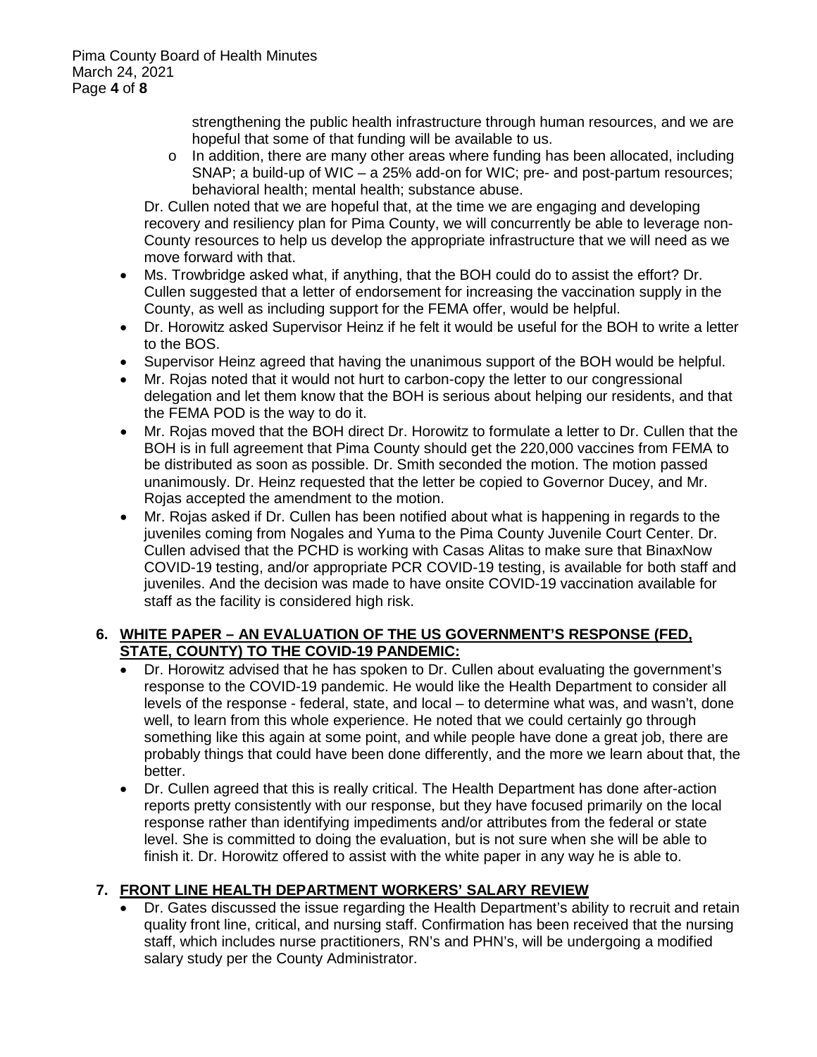strengthening the public health infrastructure through human resources, and we are hopeful that some of that funding will be available to us.

  - In addition, there are many other areas where funding has been allocated, including SNAP; a build-up of WIC – a 25% add-on for WIC; pre- and post-partum resources; behavioral health; mental health; substance abuse.

  Dr. Cullen noted that we are hopeful that, at the time we are engaging and developing recovery and resiliency plan for Pima County, we will concurrently be able to leverage non-County resources to help us develop the appropriate infrastructure that we will need as we move forward with that.

- Ms. Trowbridge asked what, if anything, that the BOH could do to assist the effort? Dr. Cullen suggested that a letter of endorsement for increasing the vaccination supply in the County, as well as including support for the FEMA offer, would be helpful.
- Dr. Horowitz asked Supervisor Heinz if he felt it would be useful for the BOH to write a letter to the BOS.
- Supervisor Heinz agreed that having the unanimous support of the BOH would be helpful.
- Mr. Rojas noted that it would not hurt to carbon-copy the letter to our congressional delegation and let them know that the BOH is serious about helping our residents, and that the FEMA POD is the way to do it.
- Mr. Rojas moved that the BOH direct Dr. Horowitz to formulate a letter to Dr. Cullen that the BOH is in full agreement that Pima County should get the 220,000 vaccines from FEMA to be distributed as soon as possible. Dr. Smith seconded the motion. The motion passed unanimously. Dr. Heinz requested that the letter be copied to Governor Ducey, and Mr. Rojas accepted the amendment to the motion.
- Mr. Rojas asked if Dr. Cullen has been notified about what is happening in regards to the juveniles coming from Nogales and Yuma to the Pima County Juvenile Court Center. Dr. Cullen advised that the PCHD is working with Casas Alitas to make sure that BinaxNow COVID-19 testing, and/or appropriate PCR COVID-19 testing, is available for both staff and juveniles. And the decision was made to have onsite COVID-19 vaccination available for staff as the facility is considered high risk.

## 6. WHITE PAPER – AN EVALUATION OF THE US GOVERNMENT'S RESPONSE (FED, STATE, COUNTY) TO THE COVID-19 PANDEMIC:

- Dr. Horowitz advised that he has spoken to Dr. Cullen about evaluating the government's response to the COVID-19 pandemic. He would like the Health Department to consider all levels of the response - federal, state, and local – to determine what was, and wasn't, done well, to learn from this whole experience. He noted that we could certainly go through something like this again at some point, and while people have done a great job, there are probably things that could have been done differently, and the more we learn about that, the better.
- Dr. Cullen agreed that this is really critical. The Health Department has done after-action reports pretty consistently with our response, but they have focused primarily on the local response rather than identifying impediments and/or attributes from the federal or state level. She is committed to doing the evaluation, but is not sure when she will be able to finish it. Dr. Horowitz offered to assist with the white paper in any way he is able to.

## 7. FRONT LINE HEALTH DEPARTMENT WORKERS' SALARY REVIEW

- Dr. Gates discussed the issue regarding the Health Department's ability to recruit and retain quality front line, critical, and nursing staff. Confirmation has been received that the nursing staff, which includes nurse practitioners, RN's and PHN's, will be undergoing a modified salary study per the County Administrator.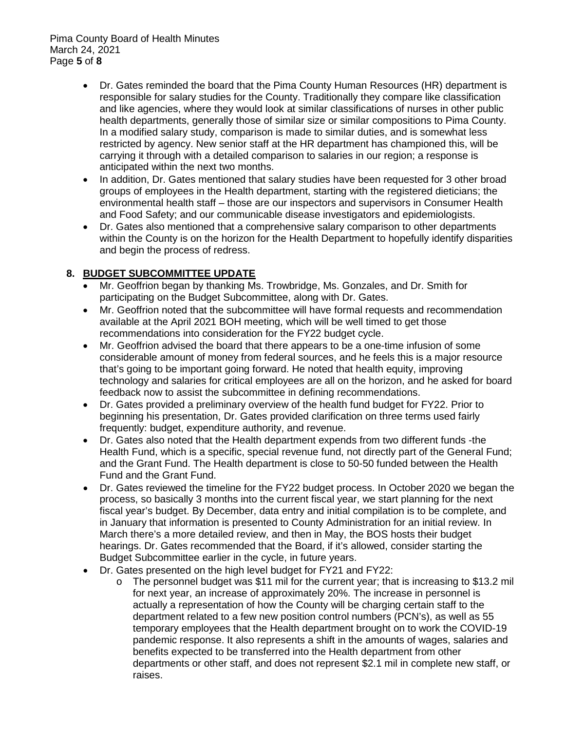- Dr. Gates reminded the board that the Pima County Human Resources (HR) department is responsible for salary studies for the County. Traditionally they compare like classification and like agencies, where they would look at similar classifications of nurses in other public health departments, generally those of similar size or similar compositions to Pima County. In a modified salary study, comparison is made to similar duties, and is somewhat less restricted by agency. New senior staff at the HR department has championed this, will be carrying it through with a detailed comparison to salaries in our region; a response is anticipated within the next two months.
- In addition, Dr. Gates mentioned that salary studies have been requested for 3 other broad groups of employees in the Health department, starting with the registered dieticians; the environmental health staff – those are our inspectors and supervisors in Consumer Health and Food Safety; and our communicable disease investigators and epidemiologists.
- Dr. Gates also mentioned that a comprehensive salary comparison to other departments within the County is on the horizon for the Health Department to hopefully identify disparities and begin the process of redress.

## 8. BUDGET SUBCOMMITTEE UPDATE

- Mr. Geoffrion began by thanking Ms. Trowbridge, Ms. Gonzales, and Dr. Smith for participating on the Budget Subcommittee, along with Dr. Gates.
- Mr. Geoffrion noted that the subcommittee will have formal requests and recommendation available at the April 2021 BOH meeting, which will be well timed to get those recommendations into consideration for the FY22 budget cycle.
- Mr. Geoffrion advised the board that there appears to be a one-time infusion of some considerable amount of money from federal sources, and he feels this is a major resource that's going to be important going forward. He noted that health equity, improving technology and salaries for critical employees are all on the horizon, and he asked for board feedback now to assist the subcommittee in defining recommendations.
- Dr. Gates provided a preliminary overview of the health fund budget for FY22. Prior to beginning his presentation, Dr. Gates provided clarification on three terms used fairly frequently: budget, expenditure authority, and revenue.
- Dr. Gates also noted that the Health department expends from two different funds -the Health Fund, which is a specific, special revenue fund, not directly part of the General Fund; and the Grant Fund. The Health department is close to 50-50 funded between the Health Fund and the Grant Fund.
- Dr. Gates reviewed the timeline for the FY22 budget process. In October 2020 we began the process, so basically 3 months into the current fiscal year, we start planning for the next fiscal year's budget. By December, data entry and initial compilation is to be complete, and in January that information is presented to County Administration for an initial review. In March there's a more detailed review, and then in May, the BOS hosts their budget hearings. Dr. Gates recommended that the Board, if it's allowed, consider starting the Budget Subcommittee earlier in the cycle, in future years.
- Dr. Gates presented on the high level budget for FY21 and FY22:
  - The personnel budget was $11 mil for the current year; that is increasing to $13.2 mil for next year, an increase of approximately 20%. The increase in personnel is actually a representation of how the County will be charging certain staff to the department related to a few new position control numbers (PCN's), as well as 55 temporary employees that the Health department brought on to work the COVID-19 pandemic response. It also represents a shift in the amounts of wages, salaries and benefits expected to be transferred into the Health department from other departments or other staff, and does not represent $2.1 mil in complete new staff, or raises.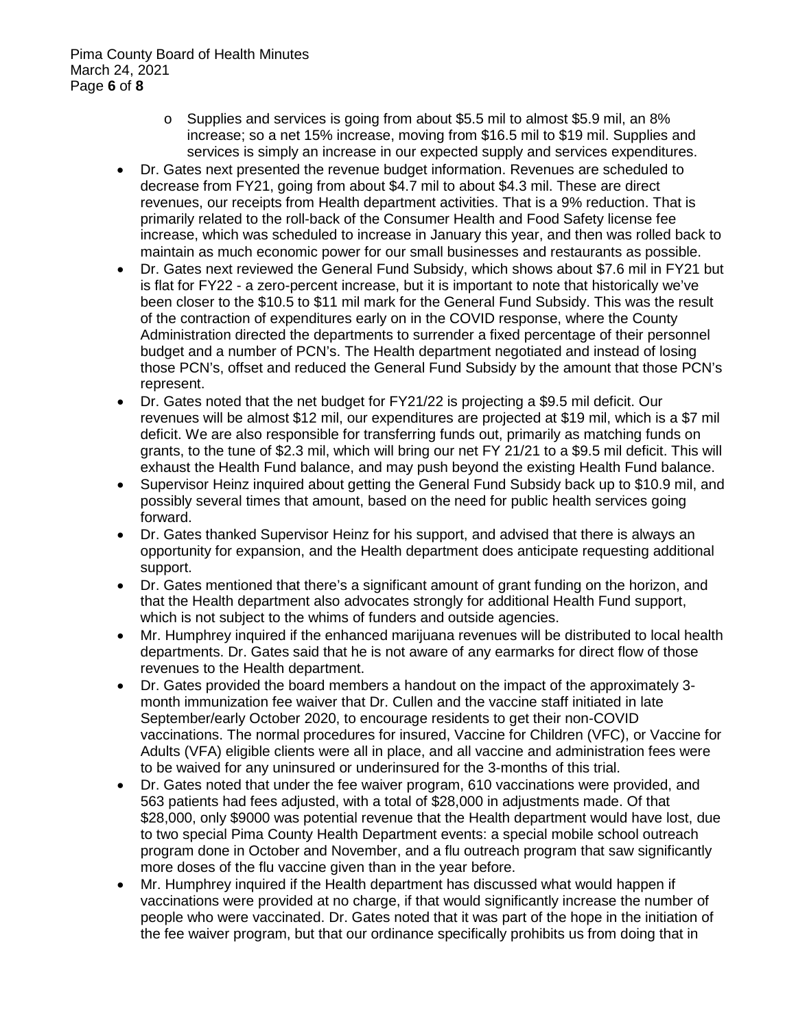- Supplies and services is going from about $5.5 mil to almost $5.9 mil, an 8% increase; so a net 15% increase, moving from $16.5 mil to $19 mil. Supplies and services is simply an increase in our expected supply and services expenditures.
- Dr. Gates next presented the revenue budget information. Revenues are scheduled to decrease from FY21, going from about $4.7 mil to about $4.3 mil. These are direct revenues, our receipts from Health department activities. That is a 9% reduction. That is primarily related to the roll-back of the Consumer Health and Food Safety license fee increase, which was scheduled to increase in January this year, and then was rolled back to maintain as much economic power for our small businesses and restaurants as possible.
- Dr. Gates next reviewed the General Fund Subsidy, which shows about $7.6 mil in FY21 but is flat for FY22 - a zero-percent increase, but it is important to note that historically we've been closer to the $10.5 to $11 mil mark for the General Fund Subsidy. This was the result of the contraction of expenditures early on in the COVID response, where the County Administration directed the departments to surrender a fixed percentage of their personnel budget and a number of PCN's. The Health department negotiated and instead of losing those PCN's, offset and reduced the General Fund Subsidy by the amount that those PCN's represent.
- Dr. Gates noted that the net budget for FY21/22 is projecting a $9.5 mil deficit. Our revenues will be almost $12 mil, our expenditures are projected at $19 mil, which is a $7 mil deficit. We are also responsible for transferring funds out, primarily as matching funds on grants, to the tune of $2.3 mil, which will bring our net FY 21/21 to a $9.5 mil deficit. This will exhaust the Health Fund balance, and may push beyond the existing Health Fund balance.
- Supervisor Heinz inquired about getting the General Fund Subsidy back up to $10.9 mil, and possibly several times that amount, based on the need for public health services going forward.
- Dr. Gates thanked Supervisor Heinz for his support, and advised that there is always an opportunity for expansion, and the Health department does anticipate requesting additional support.
- Dr. Gates mentioned that there's a significant amount of grant funding on the horizon, and that the Health department also advocates strongly for additional Health Fund support, which is not subject to the whims of funders and outside agencies.
- Mr. Humphrey inquired if the enhanced marijuana revenues will be distributed to local health departments. Dr. Gates said that he is not aware of any earmarks for direct flow of those revenues to the Health department.
- Dr. Gates provided the board members a handout on the impact of the approximately 3-month immunization fee waiver that Dr. Cullen and the vaccine staff initiated in late September/early October 2020, to encourage residents to get their non-COVID vaccinations. The normal procedures for insured, Vaccine for Children (VFC), or Vaccine for Adults (VFA) eligible clients were all in place, and all vaccine and administration fees were to be waived for any uninsured or underinsured for the 3-months of this trial.
- Dr. Gates noted that under the fee waiver program, 610 vaccinations were provided, and 563 patients had fees adjusted, with a total of $28,000 in adjustments made. Of that $28,000, only $9000 was potential revenue that the Health department would have lost, due to two special Pima County Health Department events: a special mobile school outreach program done in October and November, and a flu outreach program that saw significantly more doses of the flu vaccine given than in the year before.
- Mr. Humphrey inquired if the Health department has discussed what would happen if vaccinations were provided at no charge, if that would significantly increase the number of people who were vaccinated. Dr. Gates noted that it was part of the hope in the initiation of the fee waiver program, but that our ordinance specifically prohibits us from doing that in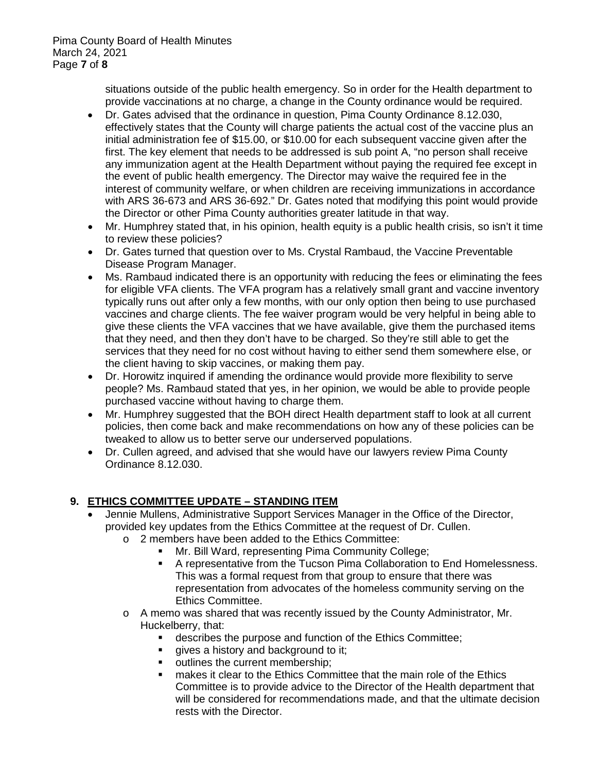situations outside of the public health emergency. So in order for the Health department to provide vaccinations at no charge, a change in the County ordinance would be required.

- Dr. Gates advised that the ordinance in question, Pima County Ordinance 8.12.030, effectively states that the County will charge patients the actual cost of the vaccine plus an initial administration fee of $15.00, or $10.00 for each subsequent vaccine given after the first. The key element that needs to be addressed is sub point A, "no person shall receive any immunization agent at the Health Department without paying the required fee except in the event of public health emergency. The Director may waive the required fee in the interest of community welfare, or when children are receiving immunizations in accordance with ARS 36-673 and ARS 36-692." Dr. Gates noted that modifying this point would provide the Director or other Pima County authorities greater latitude in that way.
- Mr. Humphrey stated that, in his opinion, health equity is a public health crisis, so isn't it time to review these policies?
- Dr. Gates turned that question over to Ms. Crystal Rambaud, the Vaccine Preventable Disease Program Manager.
- Ms. Rambaud indicated there is an opportunity with reducing the fees or eliminating the fees for eligible VFA clients. The VFA program has a relatively small grant and vaccine inventory typically runs out after only a few months, with our only option then being to use purchased vaccines and charge clients. The fee waiver program would be very helpful in being able to give these clients the VFA vaccines that we have available, give them the purchased items that they need, and then they don't have to be charged. So they're still able to get the services that they need for no cost without having to either send them somewhere else, or the client having to skip vaccines, or making them pay.
- Dr. Horowitz inquired if amending the ordinance would provide more flexibility to serve people? Ms. Rambaud stated that yes, in her opinion, we would be able to provide people purchased vaccine without having to charge them.
- Mr. Humphrey suggested that the BOH direct Health department staff to look at all current policies, then come back and make recommendations on how any of these policies can be tweaked to allow us to better serve our underserved populations.
- Dr. Cullen agreed, and advised that she would have our lawyers review Pima County Ordinance 8.12.030.

## 9. ETHICS COMMITTEE UPDATE – STANDING ITEM

- Jennie Mullens, Administrative Support Services Manager in the Office of the Director, provided key updates from the Ethics Committee at the request of Dr. Cullen.
  - 2 members have been added to the Ethics Committee:
    - Mr. Bill Ward, representing Pima Community College;
    - A representative from the Tucson Pima Collaboration to End Homelessness. This was a formal request from that group to ensure that there was representation from advocates of the homeless community serving on the Ethics Committee.
  - A memo was shared that was recently issued by the County Administrator, Mr. Huckelberry, that:
    - describes the purpose and function of the Ethics Committee;
    - gives a history and background to it;
    - outlines the current membership;
    - makes it clear to the Ethics Committee that the main role of the Ethics Committee is to provide advice to the Director of the Health department that will be considered for recommendations made, and that the ultimate decision rests with the Director.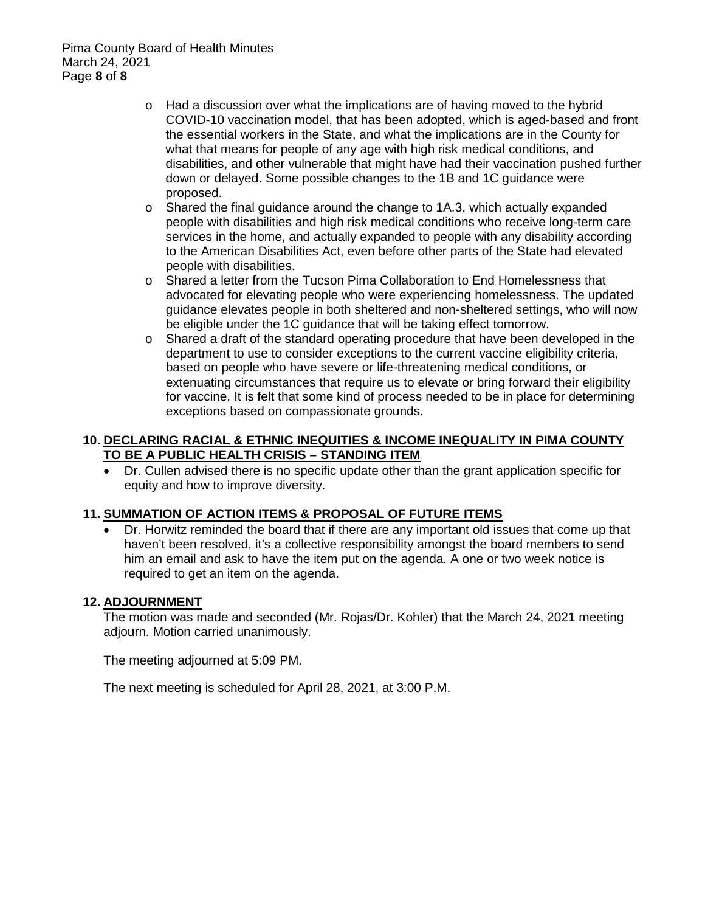- Had a discussion over what the implications are of having moved to the hybrid COVID-10 vaccination model, that has been adopted, which is aged-based and front the essential workers in the State, and what the implications are in the County for what that means for people of any age with high risk medical conditions, and disabilities, and other vulnerable that might have had their vaccination pushed further down or delayed. Some possible changes to the 1B and 1C guidance were proposed.
- Shared the final guidance around the change to 1A.3, which actually expanded people with disabilities and high risk medical conditions who receive long-term care services in the home, and actually expanded to people with any disability according to the American Disabilities Act, even before other parts of the State had elevated people with disabilities.
- Shared a letter from the Tucson Pima Collaboration to End Homelessness that advocated for elevating people who were experiencing homelessness. The updated guidance elevates people in both sheltered and non-sheltered settings, who will now be eligible under the 1C guidance that will be taking effect tomorrow.
- Shared a draft of the standard operating procedure that have been developed in the department to use to consider exceptions to the current vaccine eligibility criteria, based on people who have severe or life-threatening medical conditions, or extenuating circumstances that require us to elevate or bring forward their eligibility for vaccine. It is felt that some kind of process needed to be in place for determining exceptions based on compassionate grounds.

## 10. DECLARING RACIAL & ETHNIC INEQUITIES & INCOME INEQUALITY IN PIMA COUNTY TO BE A PUBLIC HEALTH CRISIS – STANDING ITEM

- Dr. Cullen advised there is no specific update other than the grant application specific for equity and how to improve diversity.

## 11. SUMMATION OF ACTION ITEMS & PROPOSAL OF FUTURE ITEMS

- Dr. Horwitz reminded the board that if there are any important old issues that come up that haven't been resolved, it's a collective responsibility amongst the board members to send him an email and ask to have the item put on the agenda. A one or two week notice is required to get an item on the agenda.

## 12. ADJOURNMENT

The motion was made and seconded (Mr. Rojas/Dr. Kohler) that the March 24, 2021 meeting adjourn. Motion carried unanimously.

The meeting adjourned at 5:09 PM.

The next meeting is scheduled for April 28, 2021, at 3:00 P.M.